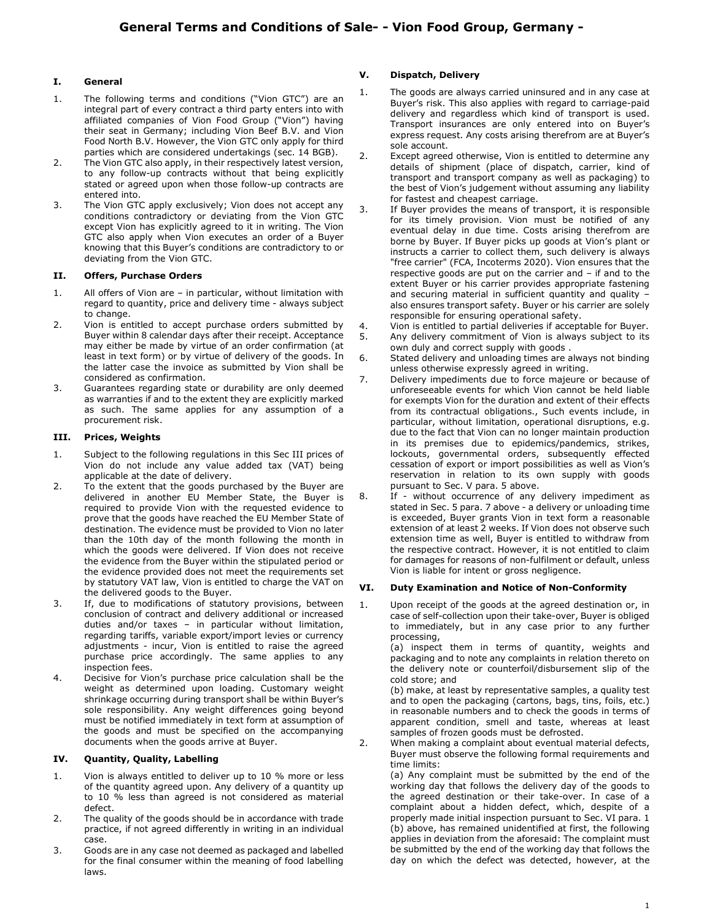# General Terms and Conditions of Sale- - Vion Food Group, Germany -

## I. General

1. The following terms and conditions ("Vion GTC") are an integral part of every contract a third party enters into with affiliated companies of Vion Food Group ("Vion") having their seat in Germany; including Vion Beef B.V. and Vion Food North B.V. However, the Vion GTC only apply for third parties which are considered undertakings (sec. 14 BGB).
2. The Vion GTC also apply, in their respectively latest version, to any follow-up contracts without that being explicitly stated or agreed upon when those follow-up contracts are entered into.
3. The Vion GTC apply exclusively; Vion does not accept any conditions contradictory or deviating from the Vion GTC except Vion has explicitly agreed to it in writing. The Vion GTC also apply when Vion executes an order of a Buyer knowing that this Buyer's conditions are contradictory to or deviating from the Vion GTC.

## II. Offers, Purchase Orders

1. All offers of Vion are – in particular, without limitation with regard to quantity, price and delivery time - always subject to change.
2. Vion is entitled to accept purchase orders submitted by Buyer within 8 calendar days after their receipt. Acceptance may either be made by virtue of an order confirmation (at least in text form) or by virtue of delivery of the goods. In the latter case the invoice as submitted by Vion shall be considered as confirmation.
3. Guarantees regarding state or durability are only deemed as warranties if and to the extent they are explicitly marked as such. The same applies for any assumption of a procurement risk.

## III. Prices, Weights

1. Subject to the following regulations in this Sec III prices of Vion do not include any value added tax (VAT) being applicable at the date of delivery.
2. To the extent that the goods purchased by the Buyer are delivered in another EU Member State, the Buyer is required to provide Vion with the requested evidence to prove that the goods have reached the EU Member State of destination. The evidence must be provided to Vion no later than the 10th day of the month following the month in which the goods were delivered. If Vion does not receive the evidence from the Buyer within the stipulated period or the evidence provided does not meet the requirements set by statutory VAT law, Vion is entitled to charge the VAT on the delivered goods to the Buyer.
3. If, due to modifications of statutory provisions, between conclusion of contract and delivery additional or increased duties and/or taxes – in particular without limitation, regarding tariffs, variable export/import levies or currency adjustments - incur, Vion is entitled to raise the agreed purchase price accordingly. The same applies to any inspection fees.
4. Decisive for Vion's purchase price calculation shall be the weight as determined upon loading. Customary weight shrinkage occurring during transport shall be within Buyer's sole responsibility. Any weight differences going beyond must be notified immediately in text form at assumption of the goods and must be specified on the accompanying documents when the goods arrive at Buyer.

## IV. Quantity, Quality, Labelling

1. Vion is always entitled to deliver up to 10 % more or less of the quantity agreed upon. Any delivery of a quantity up to 10 % less than agreed is not considered as material defect.
2. The quality of the goods should be in accordance with trade practice, if not agreed differently in writing in an individual case.
3. Goods are in any case not deemed as packaged and labelled for the final consumer within the meaning of food labelling laws.

## V. Dispatch, Delivery

1. The goods are always carried uninsured and in any case at Buyer's risk. This also applies with regard to carriage-paid delivery and regardless which kind of transport is used. Transport insurances are only entered into on Buyer's express request. Any costs arising therefrom are at Buyer's sole account.
2. Except agreed otherwise, Vion is entitled to determine any details of shipment (place of dispatch, carrier, kind of transport and transport company as well as packaging) to the best of Vion's judgement without assuming any liability for fastest and cheapest carriage.
3. If Buyer provides the means of transport, it is responsible for its timely provision. Vion must be notified of any eventual delay in due time. Costs arising therefrom are borne by Buyer. If Buyer picks up goods at Vion's plant or instructs a carrier to collect them, such delivery is always "free carrier" (FCA, Incoterms 2020). Vion ensures that the respective goods are put on the carrier and – if and to the extent Buyer or his carrier provides appropriate fastening and securing material in sufficient quantity and quality – also ensures transport safety. Buyer or his carrier are solely responsible for ensuring operational safety.
4. Vion is entitled to partial deliveries if acceptable for Buyer.
5. Any delivery commitment of Vion is always subject to its own duly and correct supply with goods .
6. Stated delivery and unloading times are always not binding unless otherwise expressly agreed in writing.
7. Delivery impediments due to force majeure or because of unforeseeable events for which Vion cannot be held liable for exempts Vion for the duration and extent of their effects from its contractual obligations., Such events include, in particular, without limitation, operational disruptions, e.g. due to the fact that Vion can no longer maintain production in its premises due to epidemics/pandemics, strikes, lockouts, governmental orders, subsequently effected cessation of export or import possibilities as well as Vion's reservation in relation to its own supply with goods pursuant to Sec. V para. 5 above.
8. If - without occurrence of any delivery impediment as stated in Sec. 5 para. 7 above - a delivery or unloading time is exceeded, Buyer grants Vion in text form a reasonable extension of at least 2 weeks. If Vion does not observe such extension time as well, Buyer is entitled to withdraw from the respective contract. However, it is not entitled to claim for damages for reasons of non-fulfilment or default, unless Vion is liable for intent or gross negligence.

## VI. Duty Examination and Notice of Non-Conformity

1. Upon receipt of the goods at the agreed destination or, in case of self-collection upon their take-over, Buyer is obliged to immediately, but in any case prior to any further processing,

   (a) inspect them in terms of quantity, weights and packaging and to note any complaints in relation thereto on the delivery note or counterfoil/disbursement slip of the cold store; and

   (b) make, at least by representative samples, a quality test and to open the packaging (cartons, bags, tins, foils, etc.) in reasonable numbers and to check the goods in terms of apparent condition, smell and taste, whereas at least samples of frozen goods must be defrosted.
2. When making a complaint about eventual material defects, Buyer must observe the following formal requirements and time limits:

   (a) Any complaint must be submitted by the end of the working day that follows the delivery day of the goods to the agreed destination or their take-over. In case of a complaint about a hidden defect, which, despite of a properly made initial inspection pursuant to Sec. VI para. 1 (b) above, has remained unidentified at first, the following applies in deviation from the aforesaid: The complaint must be submitted by the end of the working day that follows the day on which the defect was detected, however, at the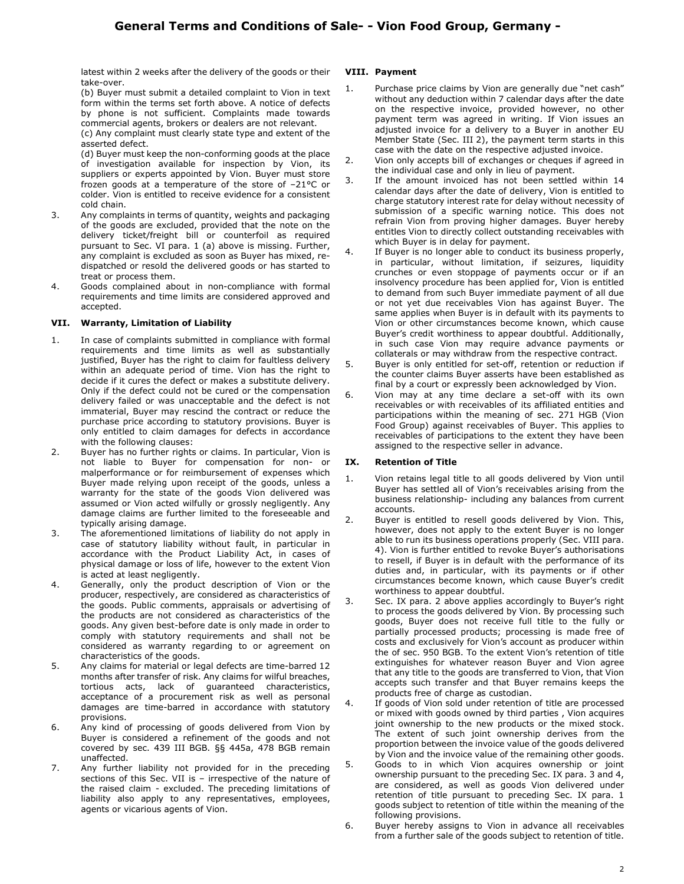latest within 2 weeks after the delivery of the goods or their take-over.

(b) Buyer must submit a detailed complaint to Vion in text form within the terms set forth above. A notice of defects by phone is not sufficient. Complaints made towards commercial agents, brokers or dealers are not relevant.

(c) Any complaint must clearly state type and extent of the asserted defect.

(d) Buyer must keep the non-conforming goods at the place of investigation available for inspection by Vion, its suppliers or experts appointed by Vion. Buyer must store frozen goods at a temperature of the store of –21°C or colder. Vion is entitled to receive evidence for a consistent cold chain.

3. Any complaints in terms of quantity, weights and packaging of the goods are excluded, provided that the note on the delivery ticket/freight bill or counterfoil as required pursuant to Sec. VI para. 1 (a) above is missing. Further, any complaint is excluded as soon as Buyer has mixed, re-dispatched or resold the delivered goods or has started to treat or process them.

4. Goods complained about in non-compliance with formal requirements and time limits are considered approved and accepted.

## VII. Warranty, Limitation of Liability

1. In case of complaints submitted in compliance with formal requirements and time limits as well as substantially justified, Buyer has the right to claim for faultless delivery within an adequate period of time. Vion has the right to decide if it cures the defect or makes a substitute delivery. Only if the defect could not be cured or the compensation delivery failed or was unacceptable and the defect is not immaterial, Buyer may rescind the contract or reduce the purchase price according to statutory provisions. Buyer is only entitled to claim damages for defects in accordance with the following clauses:

2. Buyer has no further rights or claims. In particular, Vion is not liable to Buyer for compensation for non- or malperformance or for reimbursement of expenses which Buyer made relying upon receipt of the goods, unless a warranty for the state of the goods Vion delivered was assumed or Vion acted wilfully or grossly negligently. Any damage claims are further limited to the foreseeable and typically arising damage.

3. The aforementioned limitations of liability do not apply in case of statutory liability without fault, in particular in accordance with the Product Liability Act, in cases of physical damage or loss of life, however to the extent Vion is acted at least negligently.

4. Generally, only the product description of Vion or the producer, respectively, are considered as characteristics of the goods. Public comments, appraisals or advertising of the products are not considered as characteristics of the goods. Any given best-before date is only made in order to comply with statutory requirements and shall not be considered as warranty regarding to or agreement on characteristics of the goods.

5. Any claims for material or legal defects are time-barred 12 months after transfer of risk. Any claims for wilful breaches, tortious acts, lack of guaranteed characteristics, acceptance of a procurement risk as well as personal damages are time-barred in accordance with statutory provisions.

6. Any kind of processing of goods delivered from Vion by Buyer is considered a refinement of the goods and not covered by sec. 439 III BGB. §§ 445a, 478 BGB remain unaffected.

7. Any further liability not provided for in the preceding sections of this Sec. VII is – irrespective of the nature of the raised claim - excluded. The preceding limitations of liability also apply to any representatives, employees, agents or vicarious agents of Vion.

## VIII. Payment

1. Purchase price claims by Vion are generally due "net cash" without any deduction within 7 calendar days after the date on the respective invoice, provided however, no other payment term was agreed in writing. If Vion issues an adjusted invoice for a delivery to a Buyer in another EU Member State (Sec. III 2), the payment term starts in this case with the date on the respective adjusted invoice.

2. Vion only accepts bill of exchanges or cheques if agreed in the individual case and only in lieu of payment.

3. If the amount invoiced has not been settled within 14 calendar days after the date of delivery, Vion is entitled to charge statutory interest rate for delay without necessity of submission of a specific warning notice. This does not refrain Vion from proving higher damages. Buyer hereby entitles Vion to directly collect outstanding receivables with which Buyer is in delay for payment.

4. If Buyer is no longer able to conduct its business properly, in particular, without limitation, if seizures, liquidity crunches or even stoppage of payments occur or if an insolvency procedure has been applied for, Vion is entitled to demand from such Buyer immediate payment of all due or not yet due receivables Vion has against Buyer. The same applies when Buyer is in default with its payments to Vion or other circumstances become known, which cause Buyer's credit worthiness to appear doubtful. Additionally, in such case Vion may require advance payments or collaterals or may withdraw from the respective contract.

5. Buyer is only entitled for set-off, retention or reduction if the counter claims Buyer asserts have been established as final by a court or expressly been acknowledged by Vion.

6. Vion may at any time declare a set-off with its own receivables or with receivables of its affiliated entities and participations within the meaning of sec. 271 HGB (Vion Food Group) against receivables of Buyer. This applies to receivables of participations to the extent they have been assigned to the respective seller in advance.

## IX. Retention of Title

1. Vion retains legal title to all goods delivered by Vion until Buyer has settled all of Vion's receivables arising from the business relationship- including any balances from current accounts.

2. Buyer is entitled to resell goods delivered by Vion. This, however, does not apply to the extent Buyer is no longer able to run its business operations properly (Sec. VIII para. 4). Vion is further entitled to revoke Buyer's authorisations to resell, if Buyer is in default with the performance of its duties and, in particular, with its payments or if other circumstances become known, which cause Buyer's credit worthiness to appear doubtful.

3. Sec. IX para. 2 above applies accordingly to Buyer's right to process the goods delivered by Vion. By processing such goods, Buyer does not receive full title to the fully or partially processed products; processing is made free of costs and exclusively for Vion's account as producer within the of sec. 950 BGB. To the extent Vion's retention of title extinguishes for whatever reason Buyer and Vion agree that any title to the goods are transferred to Vion, that Vion accepts such transfer and that Buyer remains keeps the products free of charge as custodian.

4. If goods of Vion sold under retention of title are processed or mixed with goods owned by third parties , Vion acquires joint ownership to the new products or the mixed stock. The extent of such joint ownership derives from the proportion between the invoice value of the goods delivered by Vion and the invoice value of the remaining other goods.

5. Goods to in which Vion acquires ownership or joint ownership pursuant to the preceding Sec. IX para. 3 and 4, are considered, as well as goods Vion delivered under retention of title pursuant to preceding Sec. IX para. 1 goods subject to retention of title within the meaning of the following provisions.

6. Buyer hereby assigns to Vion in advance all receivables from a further sale of the goods subject to retention of title.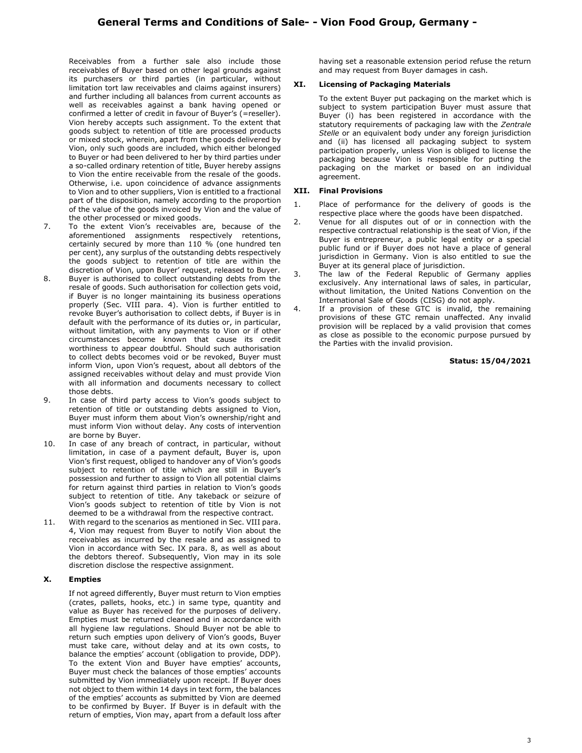Receivables from a further sale also include those receivables of Buyer based on other legal grounds against its purchasers or third parties (in particular, without limitation tort law receivables and claims against insurers) and further including all balances from current accounts as well as receivables against a bank having opened or confirmed a letter of credit in favour of Buyer's (=reseller). Vion hereby accepts such assignment. To the extent that goods subject to retention of title are processed products or mixed stock, wherein, apart from the goods delivered by Vion, only such goods are included, which either belonged to Buyer or had been delivered to her by third parties under a so-called ordinary retention of title, Buyer hereby assigns to Vion the entire receivable from the resale of the goods. Otherwise, i.e. upon coincidence of advance assignments to Vion and to other suppliers, Vion is entitled to a fractional part of the disposition, namely according to the proportion of the value of the goods invoiced by Vion and the value of the other processed or mixed goods.

7. To the extent Vion's receivables are, because of the aforementioned assignments respectively retentions, certainly secured by more than 110 % (one hundred ten per cent), any surplus of the outstanding debts respectively the goods subject to retention of title are within the discretion of Vion, upon Buyer' request, released to Buyer.
8. Buyer is authorised to collect outstanding debts from the resale of goods. Such authorisation for collection gets void, if Buyer is no longer maintaining its business operations properly (Sec. VIII para. 4). Vion is further entitled to revoke Buyer's authorisation to collect debts, if Buyer is in default with the performance of its duties or, in particular, without limitation, with any payments to Vion or if other circumstances become known that cause its credit worthiness to appear doubtful. Should such authorisation to collect debts becomes void or be revoked, Buyer must inform Vion, upon Vion's request, about all debtors of the assigned receivables without delay and must provide Vion with all information and documents necessary to collect those debts.
9. In case of third party access to Vion's goods subject to retention of title or outstanding debts assigned to Vion, Buyer must inform them about Vion's ownership/right and must inform Vion without delay. Any costs of intervention are borne by Buyer.
10. In case of any breach of contract, in particular, without limitation, in case of a payment default, Buyer is, upon Vion's first request, obliged to handover any of Vion's goods subject to retention of title which are still in Buyer's possession and further to assign to Vion all potential claims for return against third parties in relation to Vion's goods subject to retention of title. Any takeback or seizure of Vion's goods subject to retention of title by Vion is not deemed to be a withdrawal from the respective contract.
11. With regard to the scenarios as mentioned in Sec. VIII para. 4, Vion may request from Buyer to notify Vion about the receivables as incurred by the resale and as assigned to Vion in accordance with Sec. IX para. 8, as well as about the debtors thereof. Subsequently, Vion may in its sole discretion disclose the respective assignment.

## X. Empties

If not agreed differently, Buyer must return to Vion empties (crates, pallets, hooks, etc.) in same type, quantity and value as Buyer has received for the purposes of delivery. Empties must be returned cleaned and in accordance with all hygiene law regulations. Should Buyer not be able to return such empties upon delivery of Vion's goods, Buyer must take care, without delay and at its own costs, to balance the empties' account (obligation to provide, DDP). To the extent Vion and Buyer have empties' accounts, Buyer must check the balances of those empties' accounts submitted by Vion immediately upon receipt. If Buyer does not object to them within 14 days in text form, the balances of the empties' accounts as submitted by Vion are deemed to be confirmed by Buyer. If Buyer is in default with the return of empties, Vion may, apart from a default loss after having set a reasonable extension period refuse the return and may request from Buyer damages in cash.

## XI. Licensing of Packaging Materials

To the extent Buyer put packaging on the market which is subject to system participation Buyer must assure that Buyer (i) has been registered in accordance with the statutory requirements of packaging law with the *Zentrale Stelle* or an equivalent body under any foreign jurisdiction and (ii) has licensed all packaging subject to system participation properly, unless Vion is obliged to license the packaging because Vion is responsible for putting the packaging on the market or based on an individual agreement.

## XII. Final Provisions

1. Place of performance for the delivery of goods is the respective place where the goods have been dispatched.
2. Venue for all disputes out of or in connection with the respective contractual relationship is the seat of Vion, if the Buyer is entrepreneur, a public legal entity or a special public fund or if Buyer does not have a place of general jurisdiction in Germany. Vion is also entitled to sue the Buyer at its general place of jurisdiction.
3. The law of the Federal Republic of Germany applies exclusively. Any international laws of sales, in particular, without limitation, the United Nations Convention on the International Sale of Goods (CISG) do not apply.
4. If a provision of these GTC is invalid, the remaining provisions of these GTC remain unaffected. Any invalid provision will be replaced by a valid provision that comes as close as possible to the economic purpose pursued by the Parties with the invalid provision.

**Status: 15/04/2021**